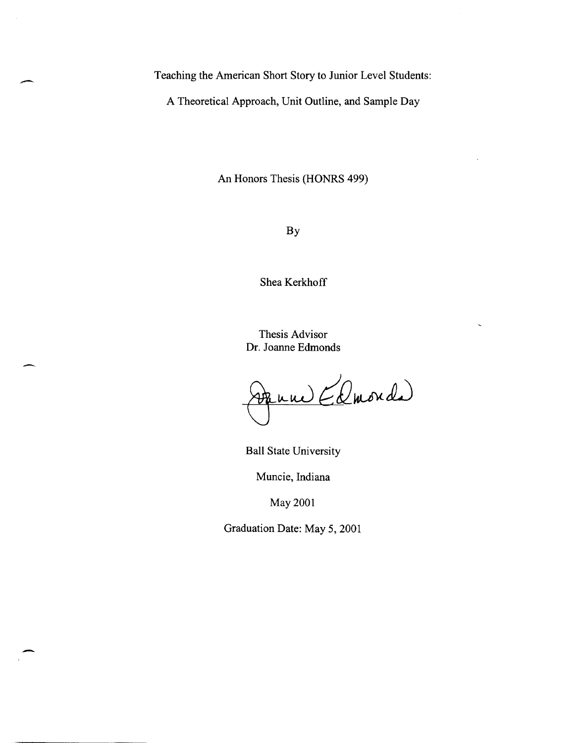# Teaching the American Short Story to Junior Level Students:

## A Theoretical Approach, Unit Outline, and Sample Day

An Honors Thesis (HONRS 499)

By

Shea Kerkhoff

Thesis Advisor
Dr. Joanne Edmonds

Ball State University

Muncie, Indiana

May 2001

Graduation Date: May 5, 2001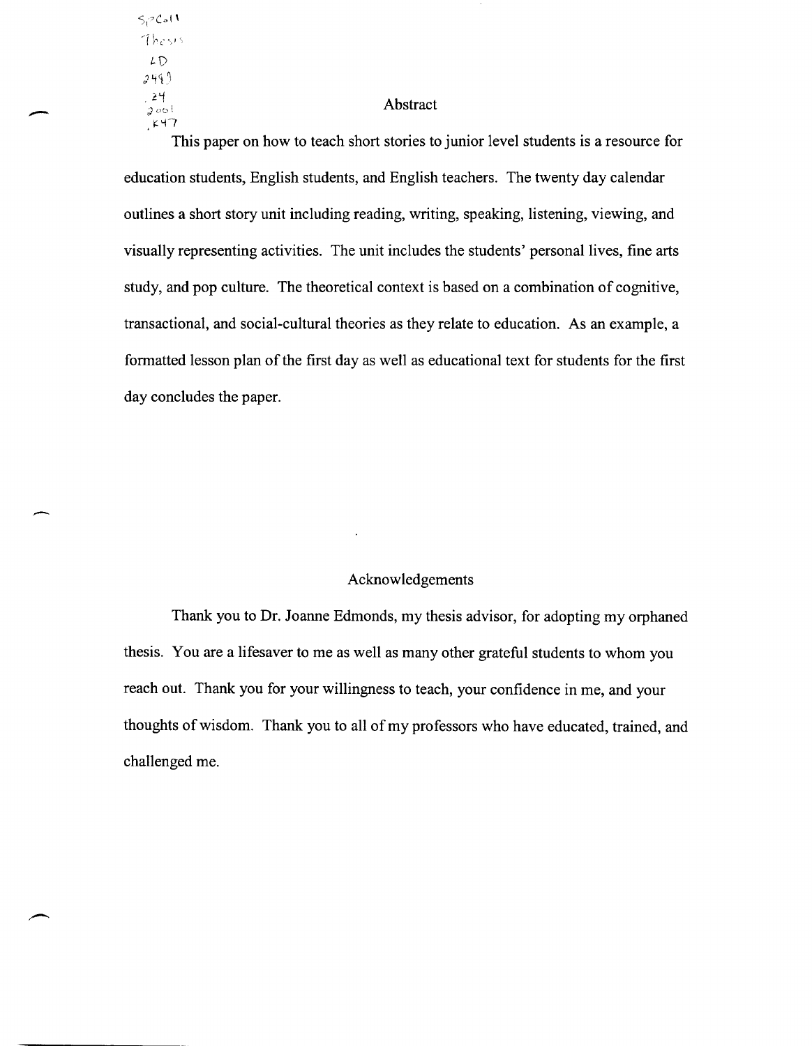SpColl
Thesis
LD
2489
.Z4
2001
.K47

# Abstract

This paper on how to teach short stories to junior level students is a resource for education students, English students, and English teachers. The twenty day calendar outlines a short story unit including reading, writing, speaking, listening, viewing, and visually representing activities. The unit includes the students' personal lives, fine arts study, and pop culture. The theoretical context is based on a combination of cognitive, transactional, and social-cultural theories as they relate to education. As an example, a formatted lesson plan of the first day as well as educational text for students for the first day concludes the paper.

# Acknowledgements

Thank you to Dr. Joanne Edmonds, my thesis advisor, for adopting my orphaned thesis. You are a lifesaver to me as well as many other grateful students to whom you reach out. Thank you for your willingness to teach, your confidence in me, and your thoughts of wisdom. Thank you to all of my professors who have educated, trained, and challenged me.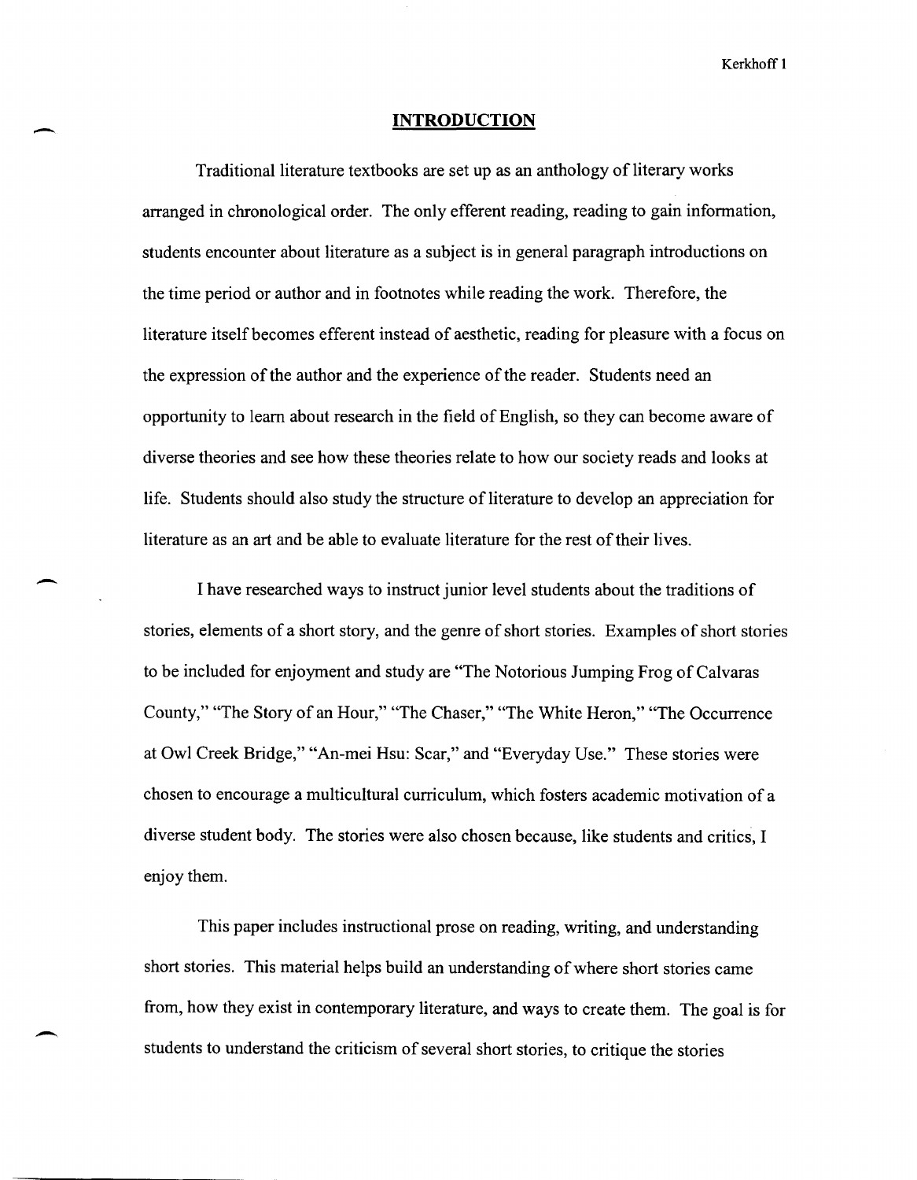## INTRODUCTION

Traditional literature textbooks are set up as an anthology of literary works arranged in chronological order. The only efferent reading, reading to gain information, students encounter about literature as a subject is in general paragraph introductions on the time period or author and in footnotes while reading the work. Therefore, the literature itself becomes efferent instead of aesthetic, reading for pleasure with a focus on the expression of the author and the experience of the reader. Students need an opportunity to learn about research in the field of English, so they can become aware of diverse theories and see how these theories relate to how our society reads and looks at life. Students should also study the structure of literature to develop an appreciation for literature as an art and be able to evaluate literature for the rest of their lives.

I have researched ways to instruct junior level students about the traditions of stories, elements of a short story, and the genre of short stories. Examples of short stories to be included for enjoyment and study are "The Notorious Jumping Frog of Calvaras County," "The Story of an Hour," "The Chaser," "The White Heron," "The Occurrence at Owl Creek Bridge," "An-mei Hsu: Scar," and "Everyday Use." These stories were chosen to encourage a multicultural curriculum, which fosters academic motivation of a diverse student body. The stories were also chosen because, like students and critics, I enjoy them.

This paper includes instructional prose on reading, writing, and understanding short stories. This material helps build an understanding of where short stories came from, how they exist in contemporary literature, and ways to create them. The goal is for students to understand the criticism of several short stories, to critique the stories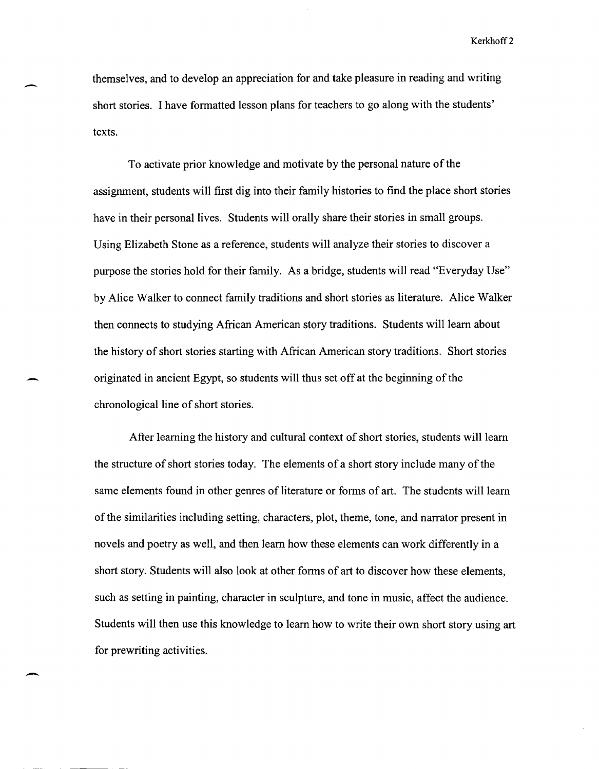themselves, and to develop an appreciation for and take pleasure in reading and writing short stories. I have formatted lesson plans for teachers to go along with the students' texts.

To activate prior knowledge and motivate by the personal nature of the assignment, students will first dig into their family histories to find the place short stories have in their personal lives. Students will orally share their stories in small groups. Using Elizabeth Stone as a reference, students will analyze their stories to discover a purpose the stories hold for their family. As a bridge, students will read "Everyday Use" by Alice Walker to connect family traditions and short stories as literature. Alice Walker then connects to studying African American story traditions. Students will learn about the history of short stories starting with African American story traditions. Short stories originated in ancient Egypt, so students will thus set off at the beginning of the chronological line of short stories.

After learning the history and cultural context of short stories, students will learn the structure of short stories today. The elements of a short story include many of the same elements found in other genres of literature or forms of art. The students will learn of the similarities including setting, characters, plot, theme, tone, and narrator present in novels and poetry as well, and then learn how these elements can work differently in a short story. Students will also look at other forms of art to discover how these elements, such as setting in painting, character in sculpture, and tone in music, affect the audience. Students will then use this knowledge to learn how to write their own short story using art for prewriting activities.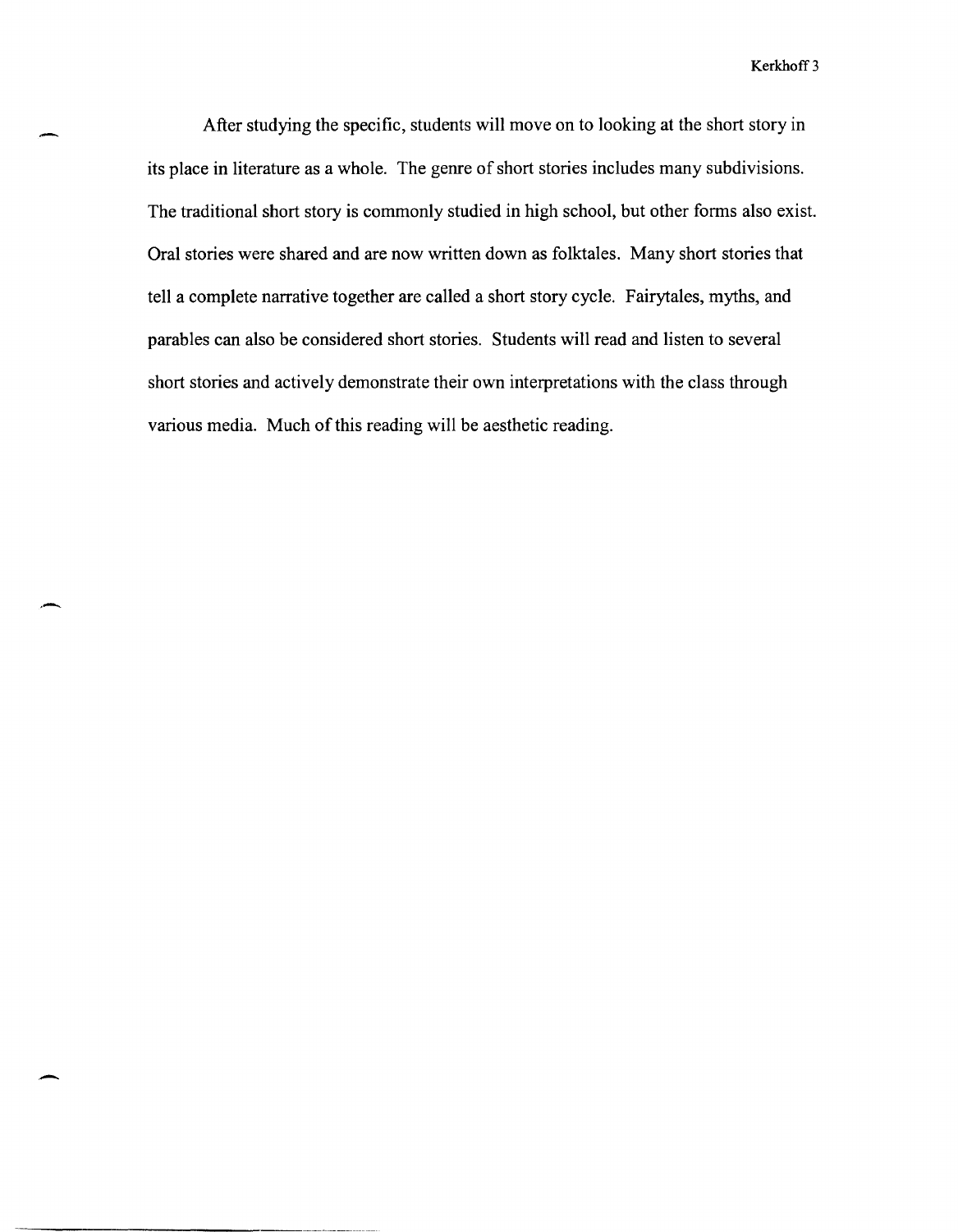After studying the specific, students will move on to looking at the short story in its place in literature as a whole. The genre of short stories includes many subdivisions. The traditional short story is commonly studied in high school, but other forms also exist. Oral stories were shared and are now written down as folktales. Many short stories that tell a complete narrative together are called a short story cycle. Fairytales, myths, and parables can also be considered short stories. Students will read and listen to several short stories and actively demonstrate their own interpretations with the class through various media. Much of this reading will be aesthetic reading.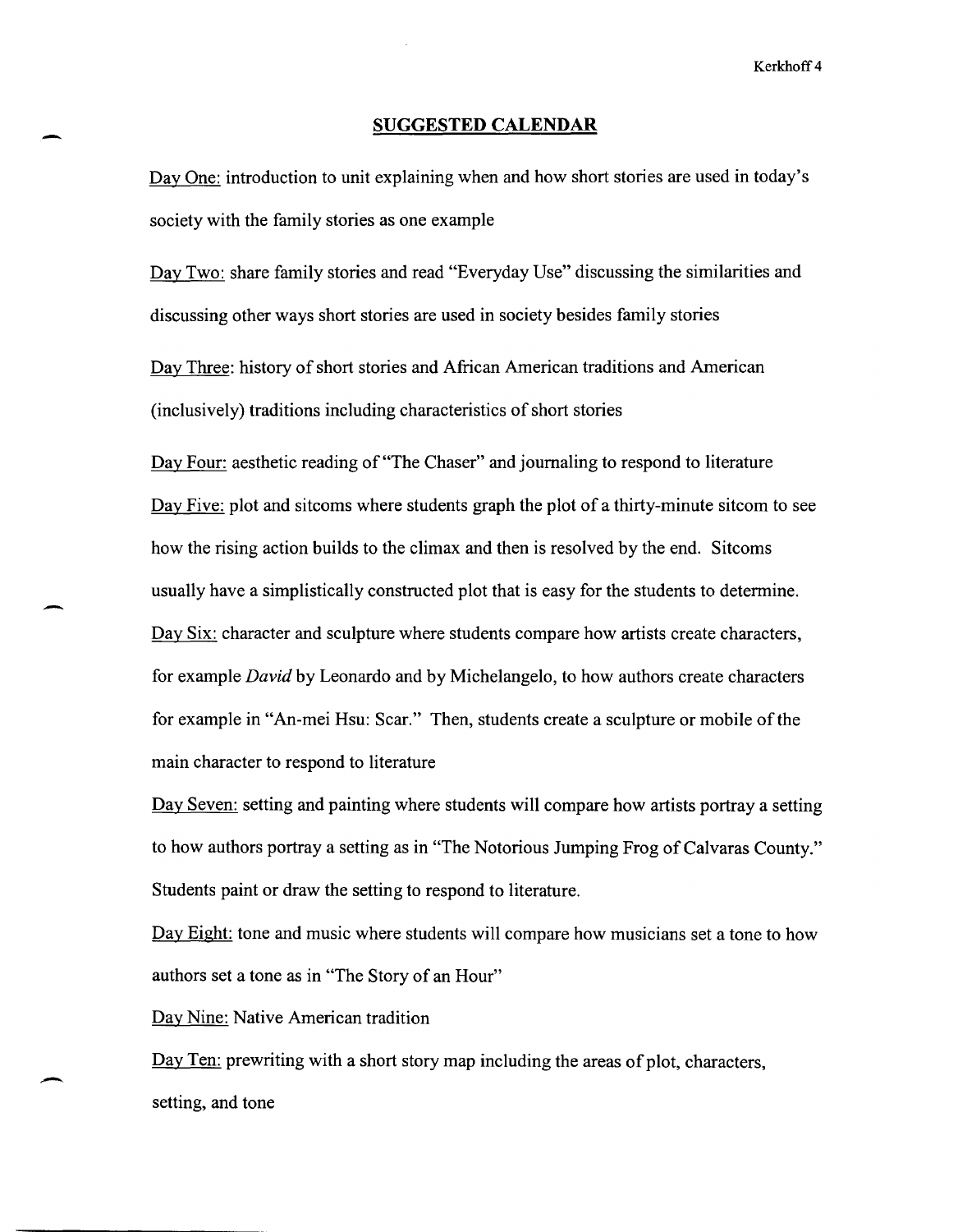## SUGGESTED CALENDAR

Day One: introduction to unit explaining when and how short stories are used in today's society with the family stories as one example

Day Two: share family stories and read "Everyday Use" discussing the similarities and discussing other ways short stories are used in society besides family stories

Day Three: history of short stories and African American traditions and American (inclusively) traditions including characteristics of short stories

Day Four: aesthetic reading of "The Chaser" and journaling to respond to literature

Day Five: plot and sitcoms where students graph the plot of a thirty-minute sitcom to see how the rising action builds to the climax and then is resolved by the end. Sitcoms usually have a simplistically constructed plot that is easy for the students to determine.

Day Six: character and sculpture where students compare how artists create characters, for example *David* by Leonardo and by Michelangelo, to how authors create characters for example in "An-mei Hsu: Scar." Then, students create a sculpture or mobile of the main character to respond to literature

Day Seven: setting and painting where students will compare how artists portray a setting to how authors portray a setting as in "The Notorious Jumping Frog of Calvaras County." Students paint or draw the setting to respond to literature.

Day Eight: tone and music where students will compare how musicians set a tone to how authors set a tone as in "The Story of an Hour"

Day Nine: Native American tradition

Day Ten: prewriting with a short story map including the areas of plot, characters, setting, and tone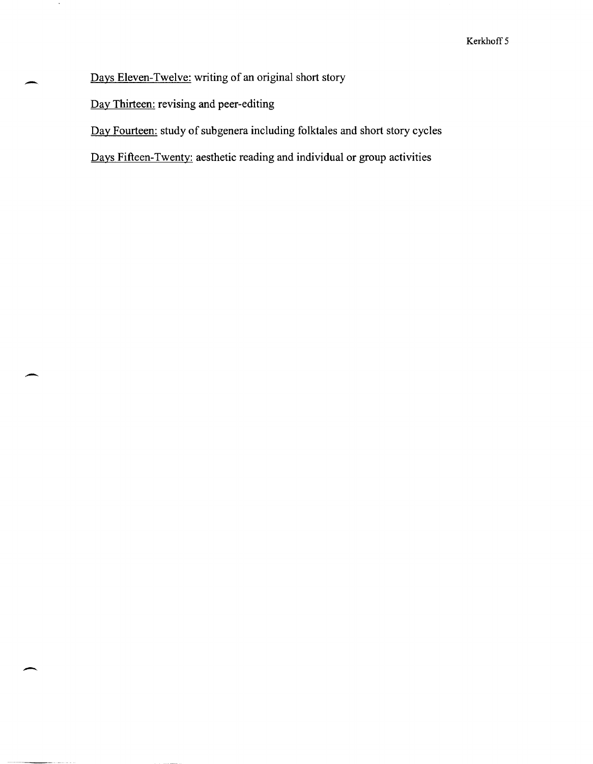<u>Days Eleven-Twelve:</u> writing of an original short story

<u>Day Thirteen:</u> revising and peer-editing

<u>Day Fourteen:</u> study of subgenera including folktales and short story cycles

<u>Days Fifteen-Twenty:</u> aesthetic reading and individual or group activities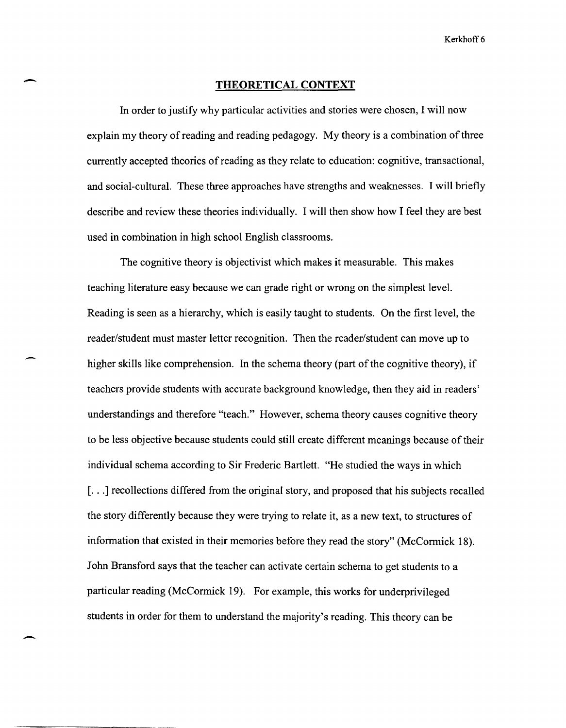## THEORETICAL CONTEXT

In order to justify why particular activities and stories were chosen, I will now explain my theory of reading and reading pedagogy. My theory is a combination of three currently accepted theories of reading as they relate to education: cognitive, transactional, and social-cultural. These three approaches have strengths and weaknesses. I will briefly describe and review these theories individually. I will then show how I feel they are best used in combination in high school English classrooms.

The cognitive theory is objectivist which makes it measurable. This makes teaching literature easy because we can grade right or wrong on the simplest level. Reading is seen as a hierarchy, which is easily taught to students. On the first level, the reader/student must master letter recognition. Then the reader/student can move up to higher skills like comprehension. In the schema theory (part of the cognitive theory), if teachers provide students with accurate background knowledge, then they aid in readers' understandings and therefore "teach." However, schema theory causes cognitive theory to be less objective because students could still create different meanings because of their individual schema according to Sir Frederic Bartlett. "He studied the ways in which [. . .] recollections differed from the original story, and proposed that his subjects recalled the story differently because they were trying to relate it, as a new text, to structures of information that existed in their memories before they read the story" (McCormick 18). John Bransford says that the teacher can activate certain schema to get students to a particular reading (McCormick 19). For example, this works for underprivileged students in order for them to understand the majority's reading. This theory can be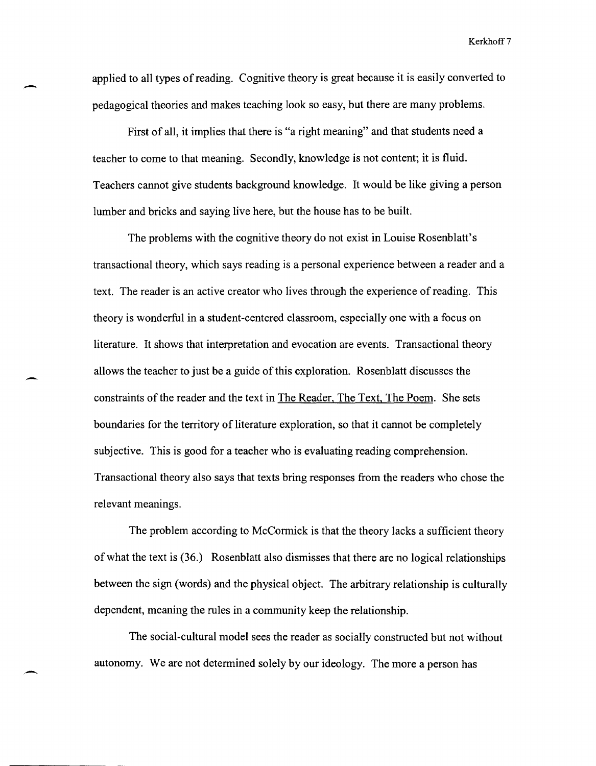applied to all types of reading. Cognitive theory is great because it is easily converted to pedagogical theories and makes teaching look so easy, but there are many problems.

First of all, it implies that there is "a right meaning" and that students need a teacher to come to that meaning. Secondly, knowledge is not content; it is fluid. Teachers cannot give students background knowledge. It would be like giving a person lumber and bricks and saying live here, but the house has to be built.

The problems with the cognitive theory do not exist in Louise Rosenblatt's transactional theory, which says reading is a personal experience between a reader and a text. The reader is an active creator who lives through the experience of reading. This theory is wonderful in a student-centered classroom, especially one with a focus on literature. It shows that interpretation and evocation are events. Transactional theory allows the teacher to just be a guide of this exploration. Rosenblatt discusses the constraints of the reader and the text in The Reader, The Text, The Poem. She sets boundaries for the territory of literature exploration, so that it cannot be completely subjective. This is good for a teacher who is evaluating reading comprehension. Transactional theory also says that texts bring responses from the readers who chose the relevant meanings.

The problem according to McCormick is that the theory lacks a sufficient theory of what the text is (36.) Rosenblatt also dismisses that there are no logical relationships between the sign (words) and the physical object. The arbitrary relationship is culturally dependent, meaning the rules in a community keep the relationship.

The social-cultural model sees the reader as socially constructed but not without autonomy. We are not determined solely by our ideology. The more a person has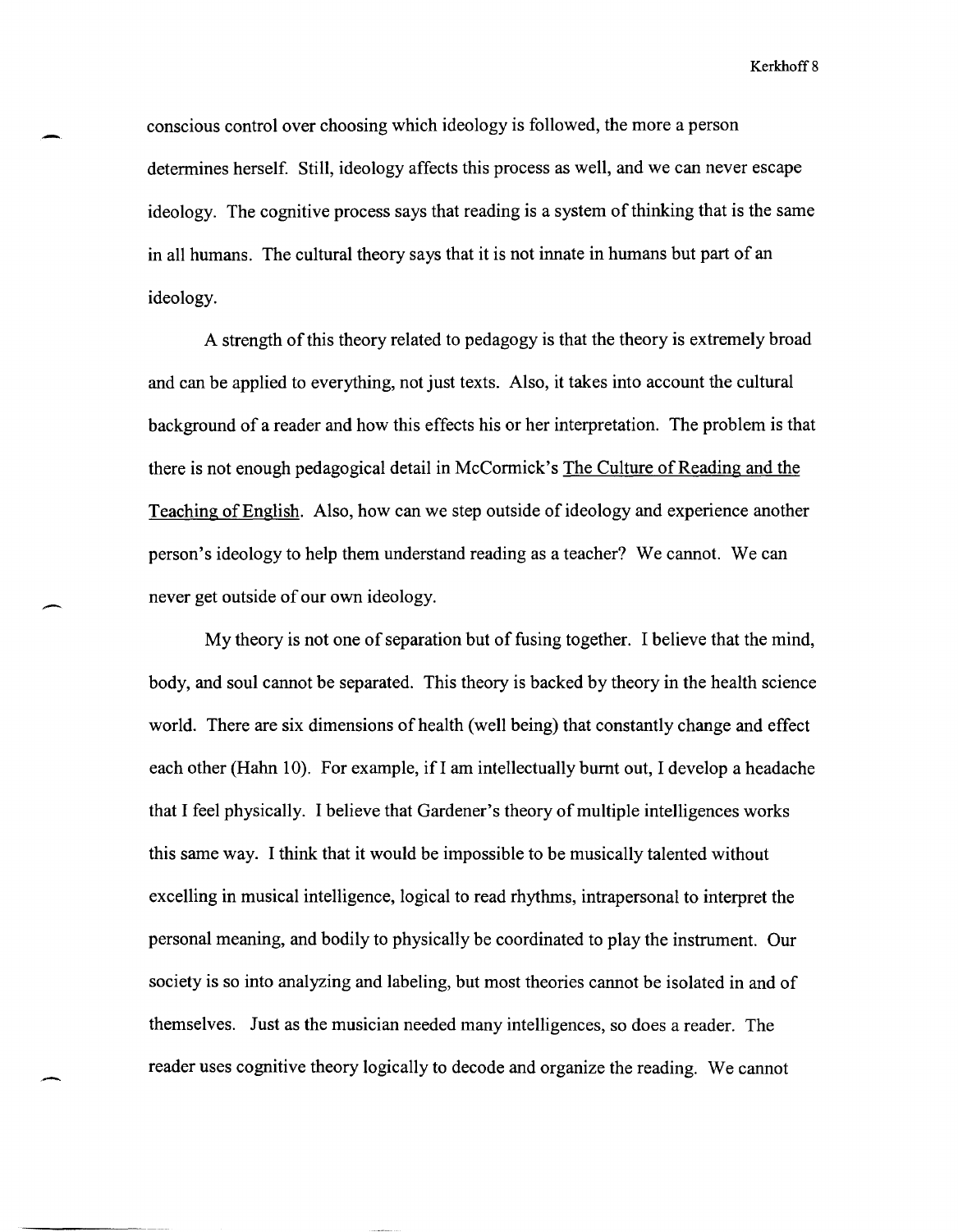conscious control over choosing which ideology is followed, the more a person determines herself. Still, ideology affects this process as well, and we can never escape ideology. The cognitive process says that reading is a system of thinking that is the same in all humans. The cultural theory says that it is not innate in humans but part of an ideology.

A strength of this theory related to pedagogy is that the theory is extremely broad and can be applied to everything, not just texts. Also, it takes into account the cultural background of a reader and how this effects his or her interpretation. The problem is that there is not enough pedagogical detail in McCormick's The Culture of Reading and the Teaching of English. Also, how can we step outside of ideology and experience another person's ideology to help them understand reading as a teacher? We cannot. We can never get outside of our own ideology.

My theory is not one of separation but of fusing together. I believe that the mind, body, and soul cannot be separated. This theory is backed by theory in the health science world. There are six dimensions of health (well being) that constantly change and effect each other (Hahn 10). For example, if I am intellectually burnt out, I develop a headache that I feel physically. I believe that Gardener's theory of multiple intelligences works this same way. I think that it would be impossible to be musically talented without excelling in musical intelligence, logical to read rhythms, intrapersonal to interpret the personal meaning, and bodily to physically be coordinated to play the instrument. Our society is so into analyzing and labeling, but most theories cannot be isolated in and of themselves. Just as the musician needed many intelligences, so does a reader. The reader uses cognitive theory logically to decode and organize the reading. We cannot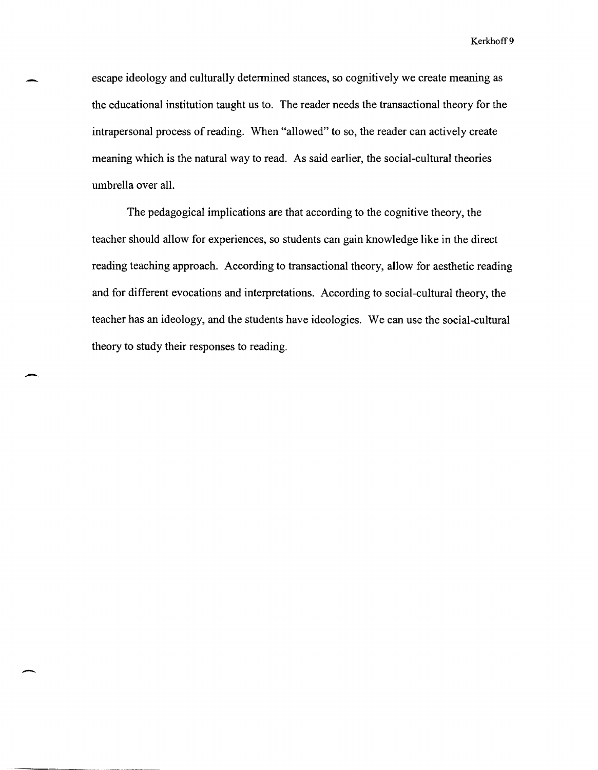escape ideology and culturally determined stances, so cognitively we create meaning as the educational institution taught us to. The reader needs the transactional theory for the intrapersonal process of reading. When "allowed" to so, the reader can actively create meaning which is the natural way to read. As said earlier, the social-cultural theories umbrella over all.

The pedagogical implications are that according to the cognitive theory, the teacher should allow for experiences, so students can gain knowledge like in the direct reading teaching approach. According to transactional theory, allow for aesthetic reading and for different evocations and interpretations. According to social-cultural theory, the teacher has an ideology, and the students have ideologies. We can use the social-cultural theory to study their responses to reading.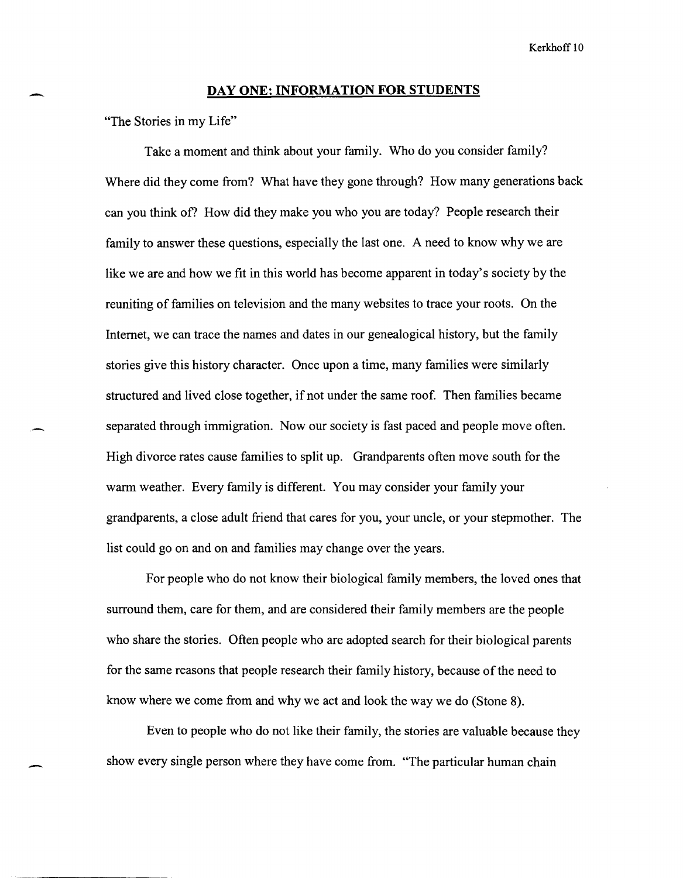## DAY ONE: INFORMATION FOR STUDENTS

"The Stories in my Life"

Take a moment and think about your family. Who do you consider family? Where did they come from? What have they gone through? How many generations back can you think of? How did they make you who you are today? People research their family to answer these questions, especially the last one. A need to know why we are like we are and how we fit in this world has become apparent in today's society by the reuniting of families on television and the many websites to trace your roots. On the Internet, we can trace the names and dates in our genealogical history, but the family stories give this history character. Once upon a time, many families were similarly structured and lived close together, if not under the same roof. Then families became separated through immigration. Now our society is fast paced and people move often. High divorce rates cause families to split up. Grandparents often move south for the warm weather. Every family is different. You may consider your family your grandparents, a close adult friend that cares for you, your uncle, or your stepmother. The list could go on and on and families may change over the years.

For people who do not know their biological family members, the loved ones that surround them, care for them, and are considered their family members are the people who share the stories. Often people who are adopted search for their biological parents for the same reasons that people research their family history, because of the need to know where we come from and why we act and look the way we do (Stone 8).

Even to people who do not like their family, the stories are valuable because they show every single person where they have come from. "The particular human chain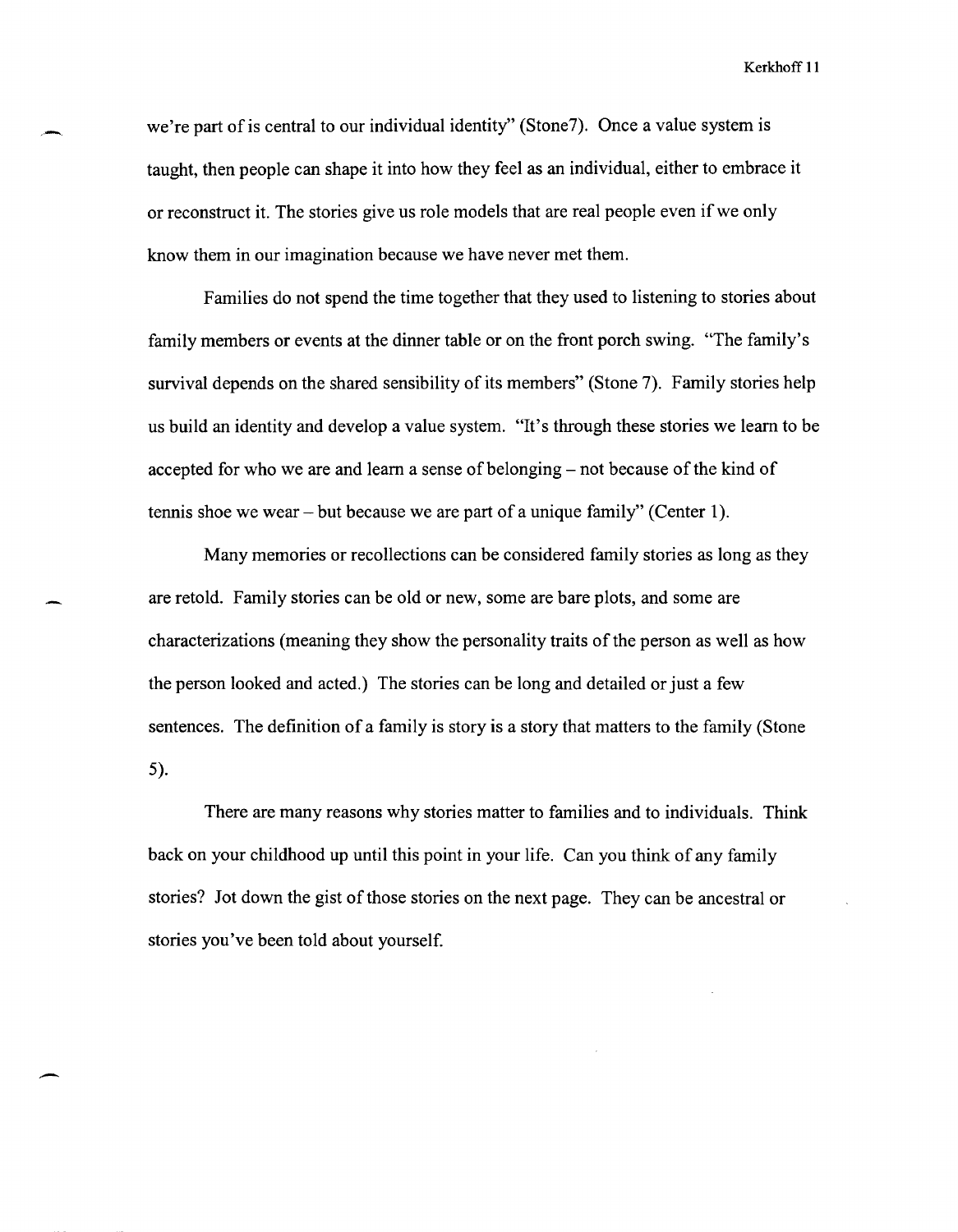we're part of is central to our individual identity" (Stone7). Once a value system is taught, then people can shape it into how they feel as an individual, either to embrace it or reconstruct it. The stories give us role models that are real people even if we only know them in our imagination because we have never met them.

Families do not spend the time together that they used to listening to stories about family members or events at the dinner table or on the front porch swing. "The family's survival depends on the shared sensibility of its members" (Stone 7). Family stories help us build an identity and develop a value system. "It's through these stories we learn to be accepted for who we are and learn a sense of belonging – not because of the kind of tennis shoe we wear – but because we are part of a unique family" (Center 1).

Many memories or recollections can be considered family stories as long as they are retold. Family stories can be old or new, some are bare plots, and some are characterizations (meaning they show the personality traits of the person as well as how the person looked and acted.) The stories can be long and detailed or just a few sentences. The definition of a family is story is a story that matters to the family (Stone 5).

There are many reasons why stories matter to families and to individuals. Think back on your childhood up until this point in your life. Can you think of any family stories? Jot down the gist of those stories on the next page. They can be ancestral or stories you've been told about yourself.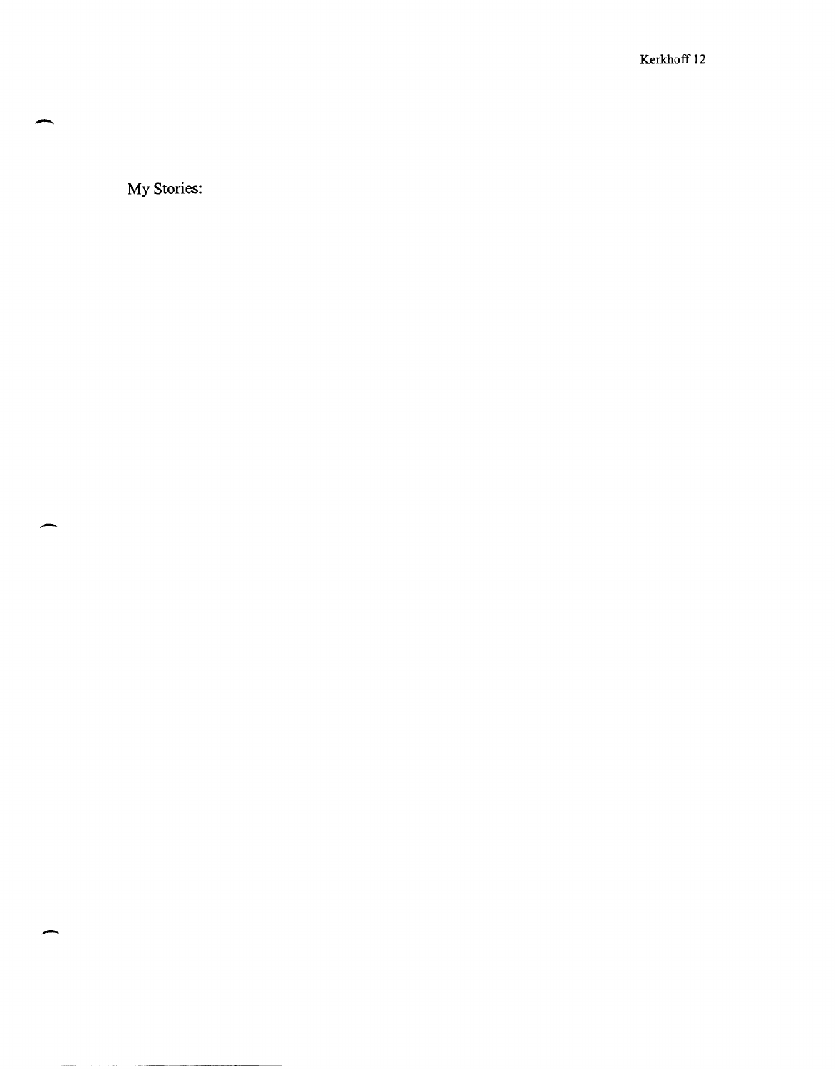My Stories: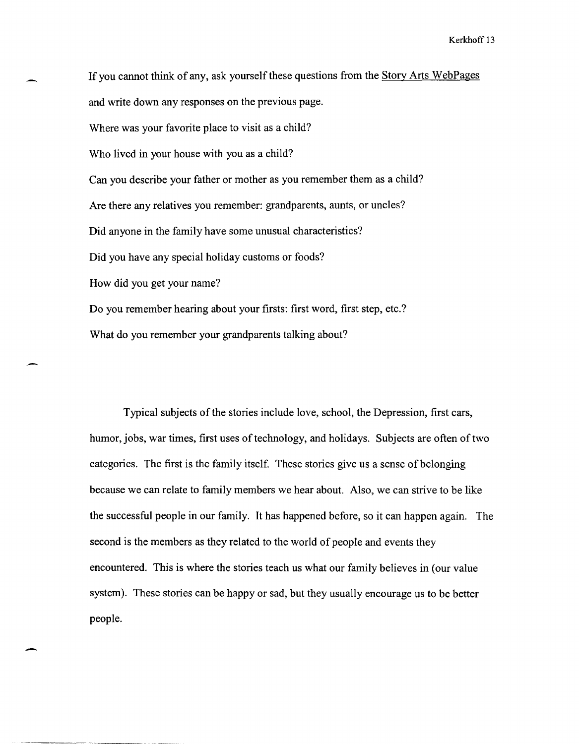If you cannot think of any, ask yourself these questions from the Story Arts WebPages and write down any responses on the previous page.

Where was your favorite place to visit as a child?

Who lived in your house with you as a child?

Can you describe your father or mother as you remember them as a child?

Are there any relatives you remember: grandparents, aunts, or uncles?

Did anyone in the family have some unusual characteristics?

Did you have any special holiday customs or foods?

How did you get your name?

Do you remember hearing about your firsts: first word, first step, etc.?

What do you remember your grandparents talking about?

Typical subjects of the stories include love, school, the Depression, first cars, humor, jobs, war times, first uses of technology, and holidays. Subjects are often of two categories. The first is the family itself. These stories give us a sense of belonging because we can relate to family members we hear about. Also, we can strive to be like the successful people in our family. It has happened before, so it can happen again. The second is the members as they related to the world of people and events they encountered. This is where the stories teach us what our family believes in (our value system). These stories can be happy or sad, but they usually encourage us to be better people.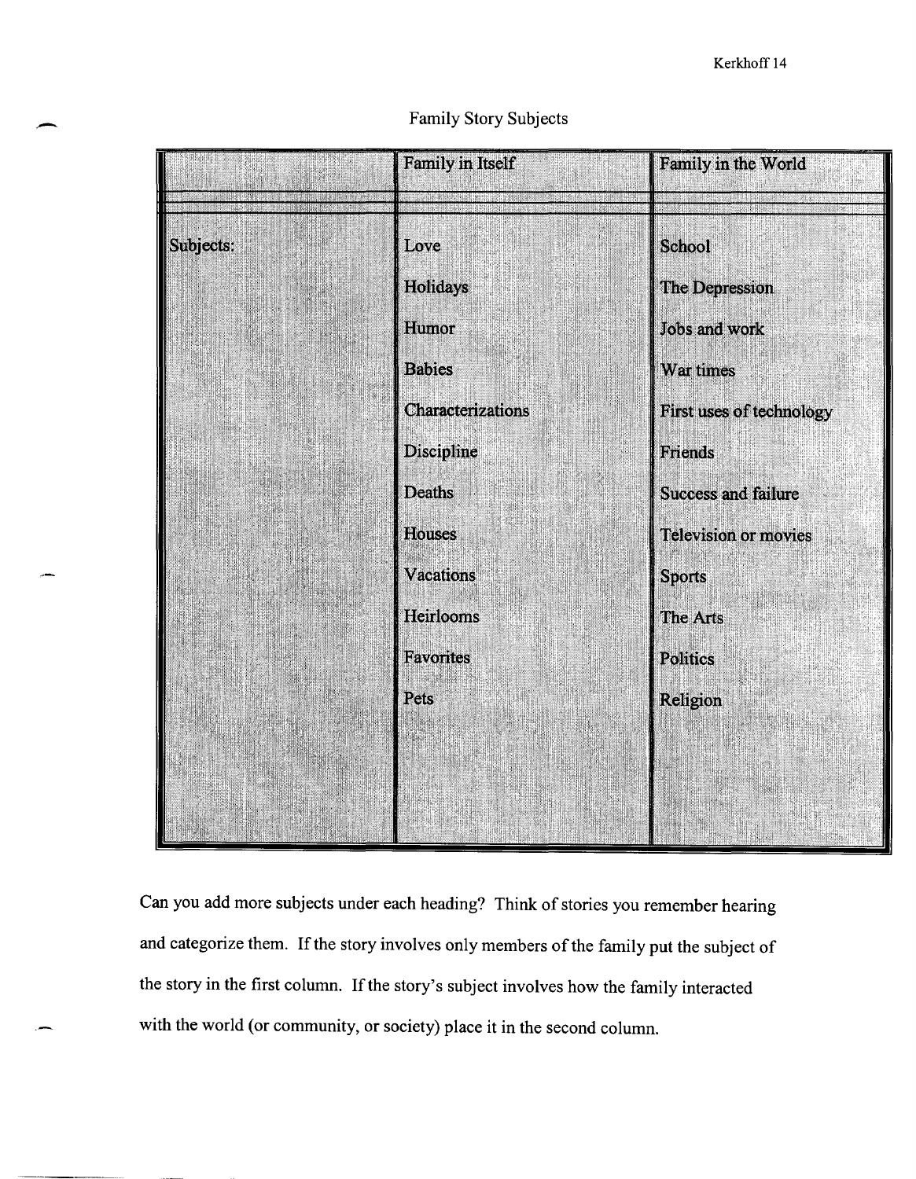## Family Story Subjects

| | Family in Itself | Family in the World |
|---|---|---|
| Subjects: | Love | School |
| | Holidays | The Depression |
| | Humor | Jobs and work |
| | Babies | War times |
| | Characterizations | First uses of technology |
| | Discipline | Friends |
| | Deaths | Success and failure |
| | Houses | Television or movies |
| | Vacations | Sports |
| | Heirlooms | The Arts |
| | Favorites | Politics |
| | Pets | Religion |

Can you add more subjects under each heading? Think of stories you remember hearing and categorize them. If the story involves only members of the family put the subject of the story in the first column. If the story's subject involves how the family interacted with the world (or community, or society) place it in the second column.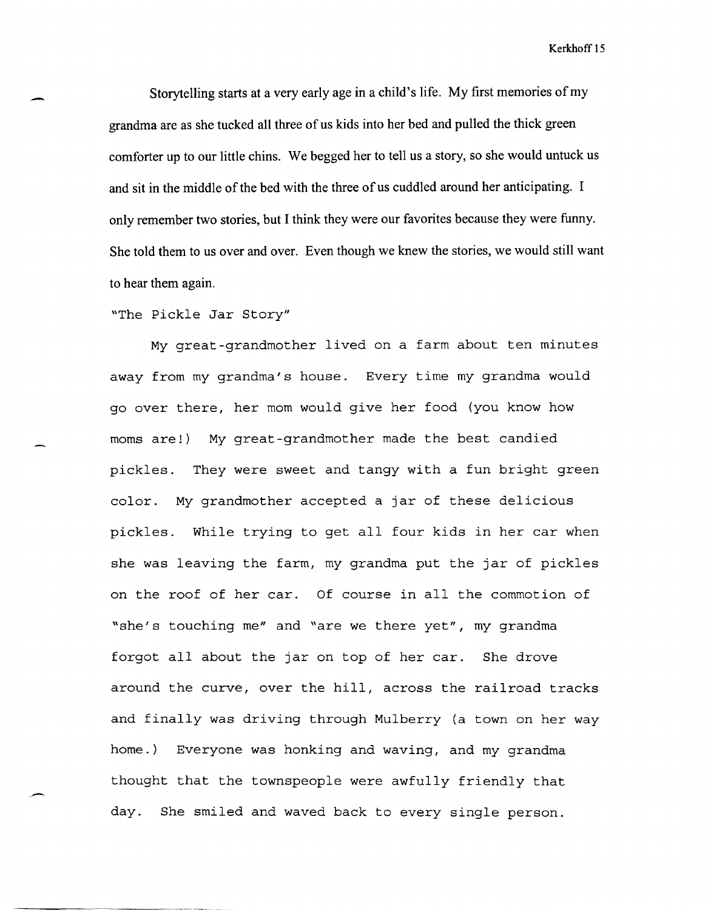Storytelling starts at a very early age in a child's life. My first memories of my grandma are as she tucked all three of us kids into her bed and pulled the thick green comforter up to our little chins. We begged her to tell us a story, so she would untuck us and sit in the middle of the bed with the three of us cuddled around her anticipating. I only remember two stories, but I think they were our favorites because they were funny. She told them to us over and over. Even though we knew the stories, we would still want to hear them again.

"The Pickle Jar Story"

My great-grandmother lived on a farm about ten minutes away from my grandma's house. Every time my grandma would go over there, her mom would give her food (you know how moms are!) My great-grandmother made the best candied pickles. They were sweet and tangy with a fun bright green color. My grandmother accepted a jar of these delicious pickles. While trying to get all four kids in her car when she was leaving the farm, my grandma put the jar of pickles on the roof of her car. Of course in all the commotion of "she's touching me" and "are we there yet", my grandma forgot all about the jar on top of her car. She drove around the curve, over the hill, across the railroad tracks and finally was driving through Mulberry (a town on her way home.) Everyone was honking and waving, and my grandma thought that the townspeople were awfully friendly that day. She smiled and waved back to every single person.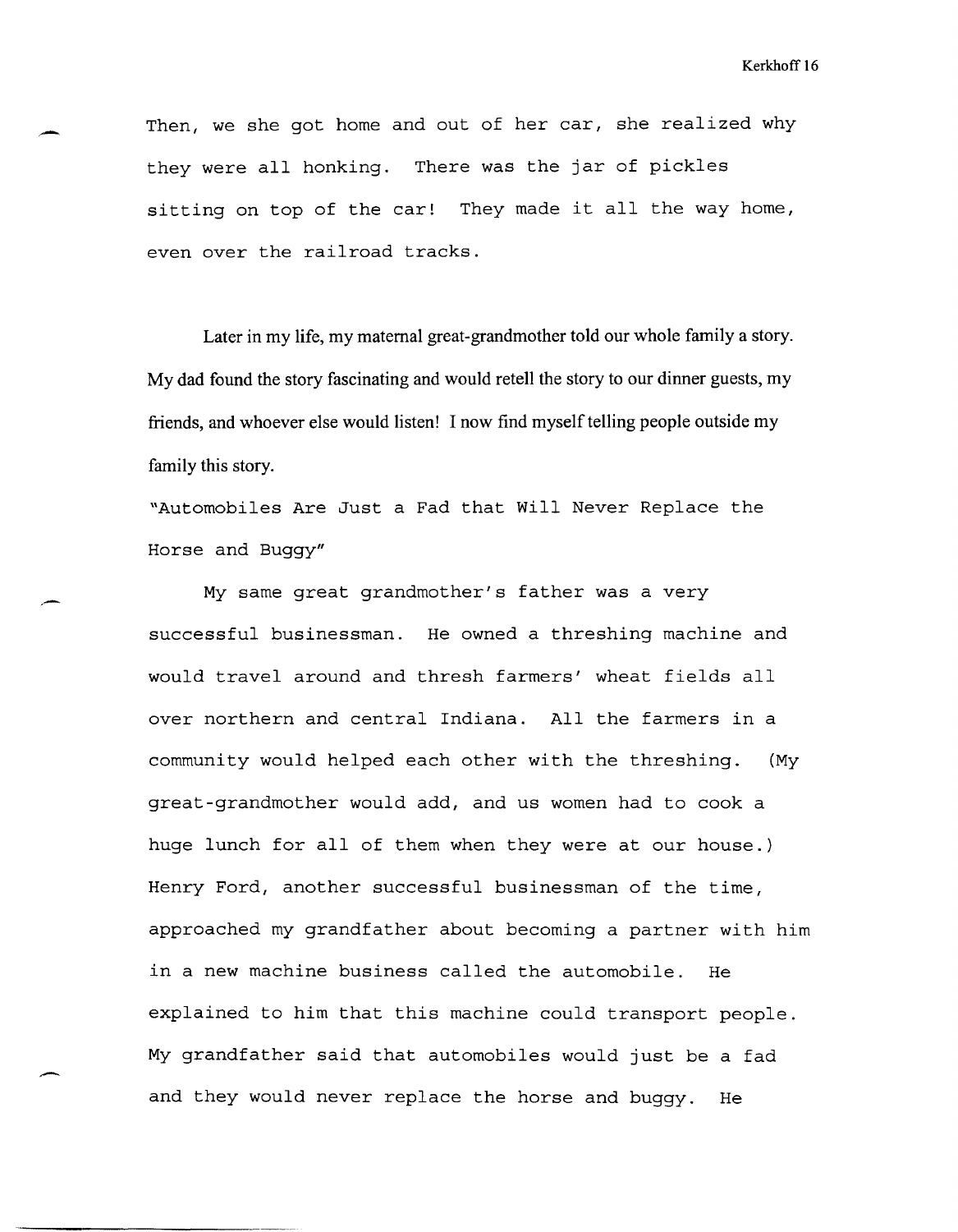Then, we she got home and out of her car, she realized why they were all honking. There was the jar of pickles sitting on top of the car! They made it all the way home, even over the railroad tracks.

Later in my life, my maternal great-grandmother told our whole family a story. My dad found the story fascinating and would retell the story to our dinner guests, my friends, and whoever else would listen! I now find myself telling people outside my family this story.

"Automobiles Are Just a Fad that Will Never Replace the Horse and Buggy"

My same great grandmother's father was a very successful businessman. He owned a threshing machine and would travel around and thresh farmers' wheat fields all over northern and central Indiana. All the farmers in a community would helped each other with the threshing. (My great-grandmother would add, and us women had to cook a huge lunch for all of them when they were at our house.) Henry Ford, another successful businessman of the time, approached my grandfather about becoming a partner with him in a new machine business called the automobile. He explained to him that this machine could transport people. My grandfather said that automobiles would just be a fad and they would never replace the horse and buggy. He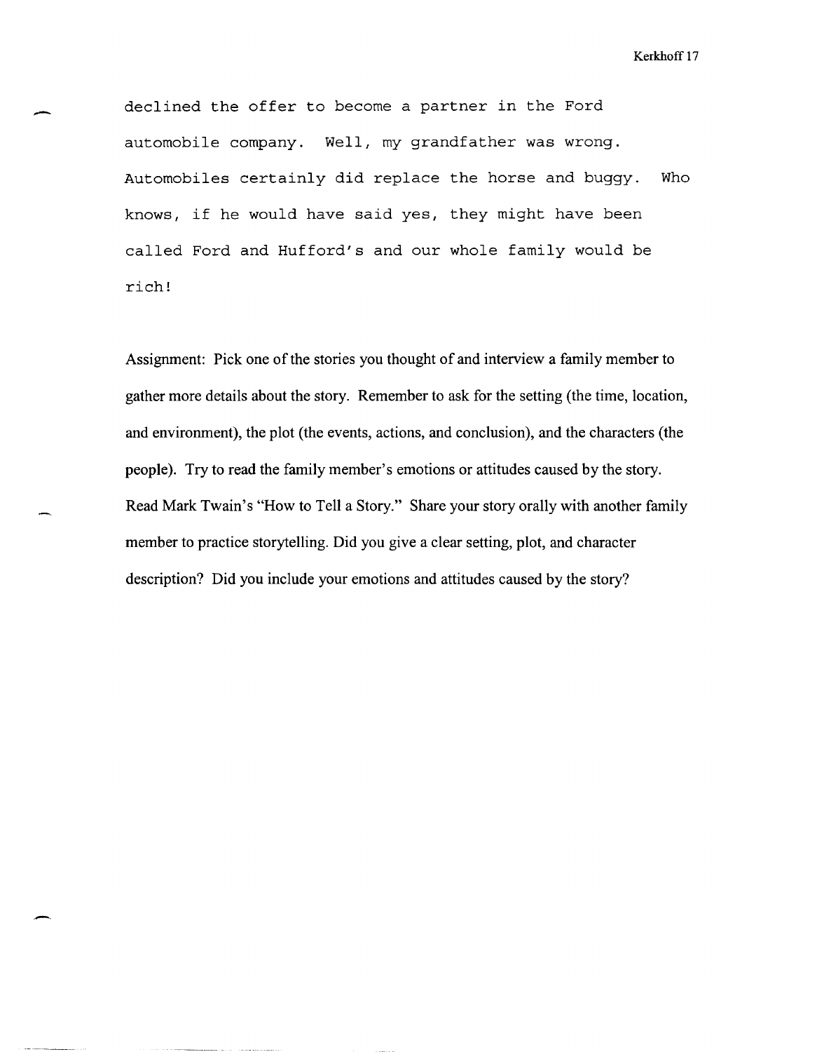declined the offer to become a partner in the Ford automobile company. Well, my grandfather was wrong. Automobiles certainly did replace the horse and buggy. Who knows, if he would have said yes, they might have been called Ford and Hufford's and our whole family would be rich!

Assignment: Pick one of the stories you thought of and interview a family member to gather more details about the story. Remember to ask for the setting (the time, location, and environment), the plot (the events, actions, and conclusion), and the characters (the people). Try to read the family member's emotions or attitudes caused by the story. Read Mark Twain's "How to Tell a Story." Share your story orally with another family member to practice storytelling. Did you give a clear setting, plot, and character description? Did you include your emotions and attitudes caused by the story?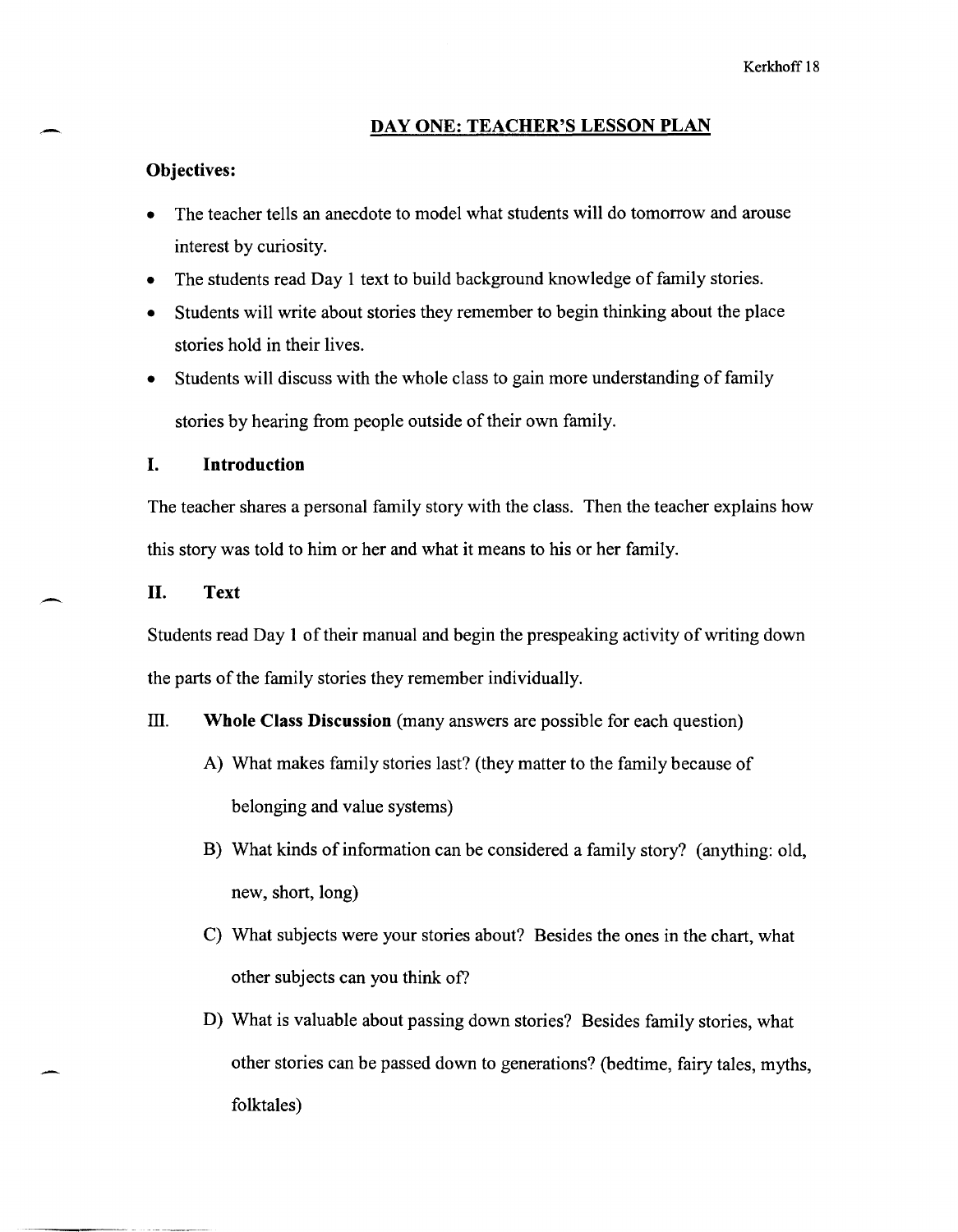## DAY ONE: TEACHER'S LESSON PLAN

**Objectives:**

- The teacher tells an anecdote to model what students will do tomorrow and arouse interest by curiosity.
- The students read Day 1 text to build background knowledge of family stories.
- Students will write about stories they remember to begin thinking about the place stories hold in their lives.
- Students will discuss with the whole class to gain more understanding of family stories by hearing from people outside of their own family.

### I. Introduction

The teacher shares a personal family story with the class. Then the teacher explains how this story was told to him or her and what it means to his or her family.

### II. Text

Students read Day 1 of their manual and begin the prespeaking activity of writing down the parts of the family stories they remember individually.

### III. Whole Class Discussion (many answers are possible for each question)

A) What makes family stories last? (they matter to the family because of belonging and value systems)

B) What kinds of information can be considered a family story? (anything: old, new, short, long)

C) What subjects were your stories about? Besides the ones in the chart, what other subjects can you think of?

D) What is valuable about passing down stories? Besides family stories, what other stories can be passed down to generations? (bedtime, fairy tales, myths, folktales)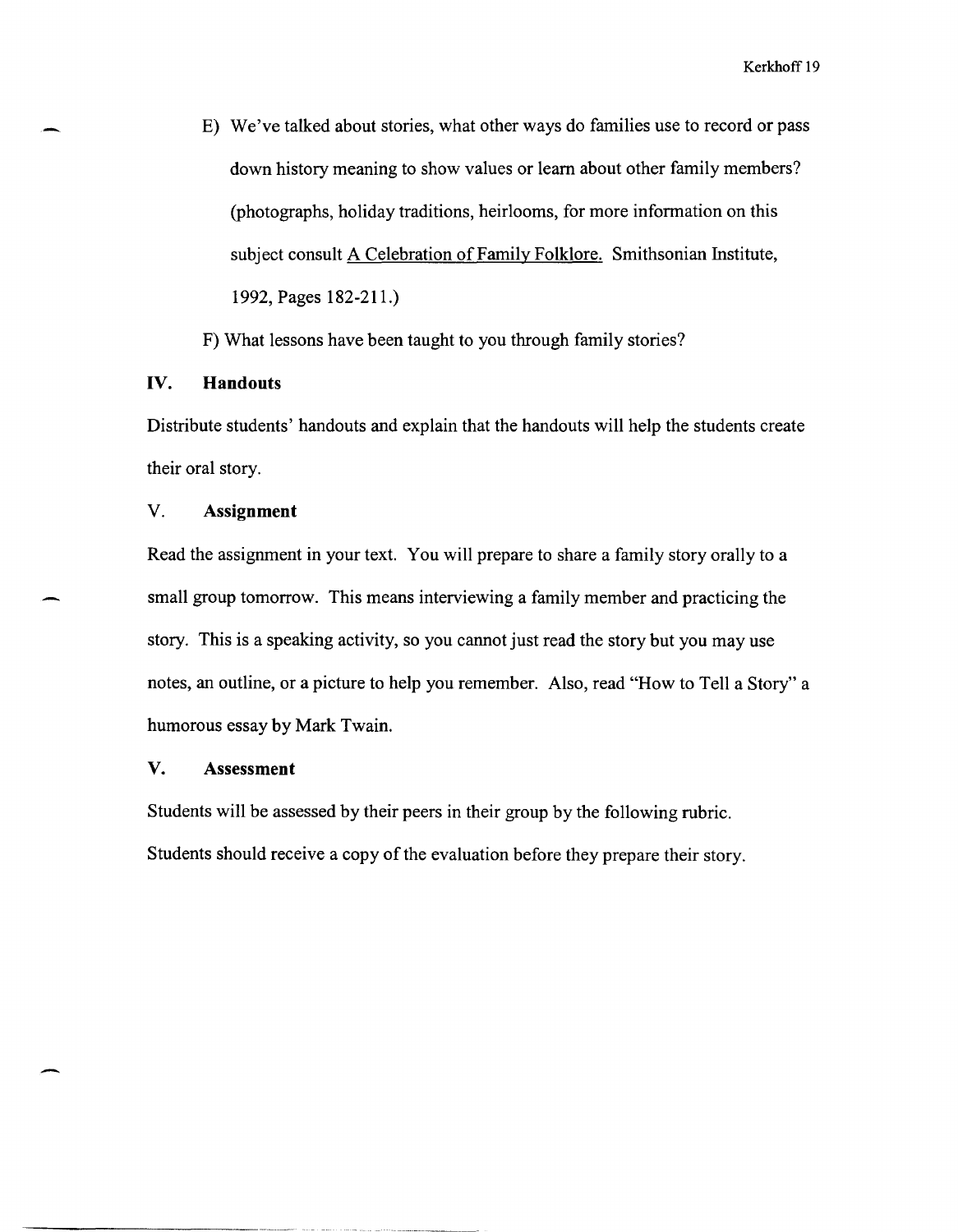E) We've talked about stories, what other ways do families use to record or pass down history meaning to show values or learn about other family members? (photographs, holiday traditions, heirlooms, for more information on this subject consult A Celebration of Family Folklore. Smithsonian Institute, 1992, Pages 182-211.)

F) What lessons have been taught to you through family stories?

## IV. Handouts

Distribute students' handouts and explain that the handouts will help the students create their oral story.

## V. Assignment

Read the assignment in your text. You will prepare to share a family story orally to a small group tomorrow. This means interviewing a family member and practicing the story. This is a speaking activity, so you cannot just read the story but you may use notes, an outline, or a picture to help you remember. Also, read "How to Tell a Story" a humorous essay by Mark Twain.

## V. Assessment

Students will be assessed by their peers in their group by the following rubric. Students should receive a copy of the evaluation before they prepare their story.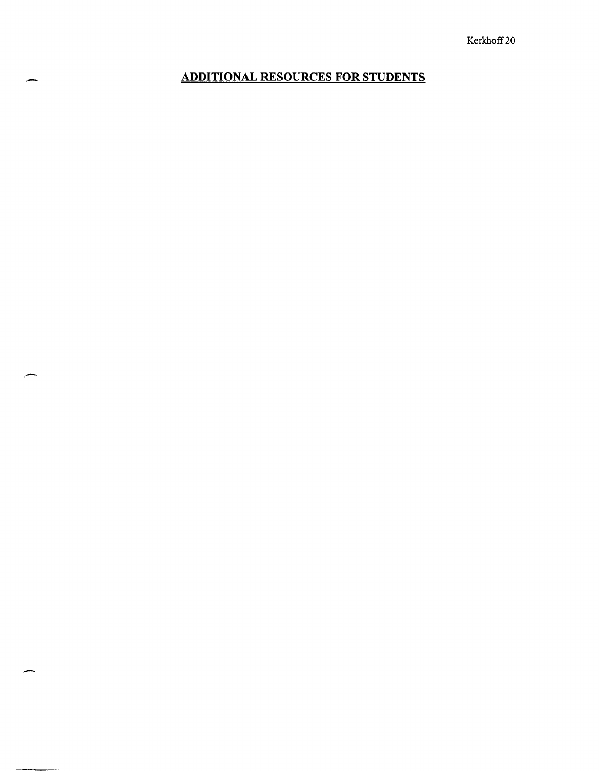## ADDITIONAL RESOURCES FOR STUDENTS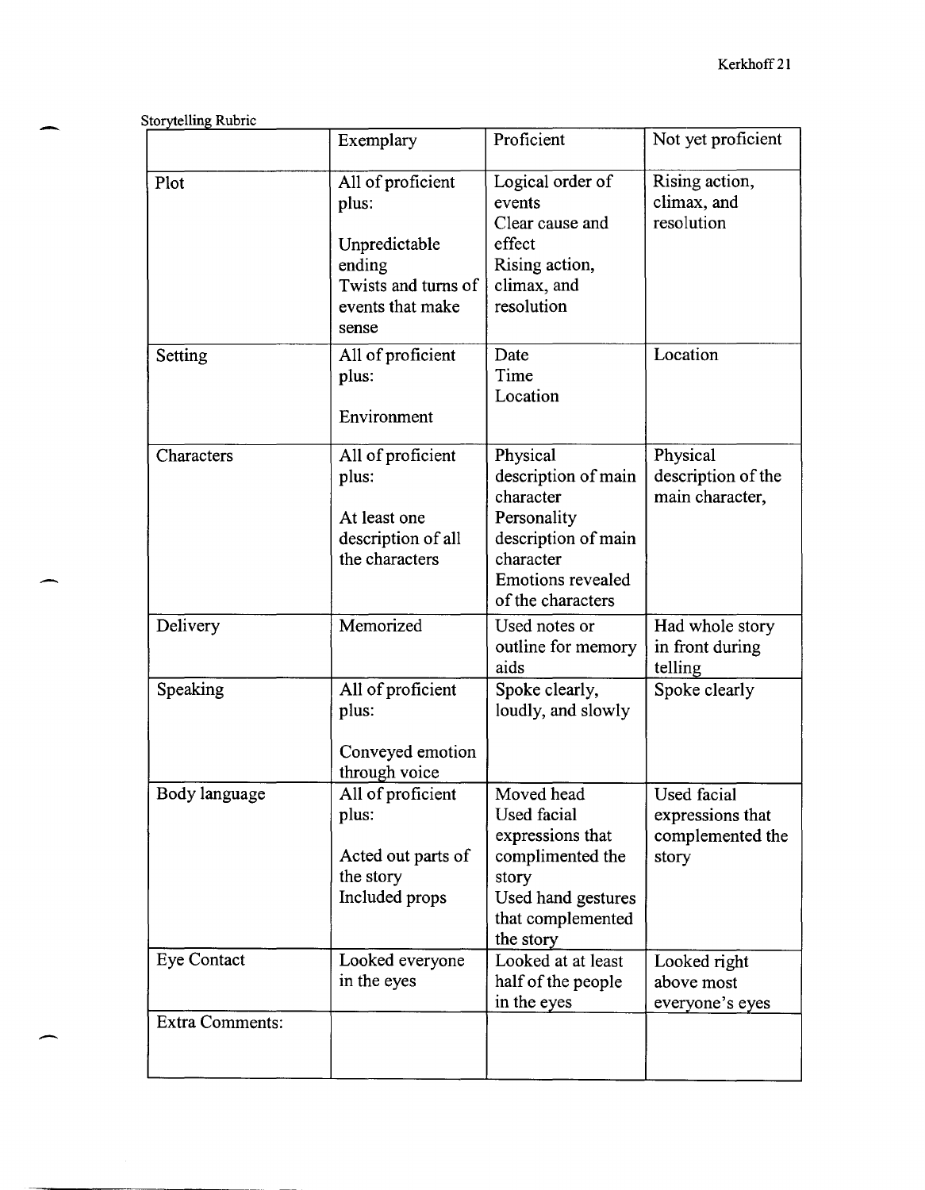Storytelling Rubric

| | Exemplary | Proficient | Not yet proficient |
|---|---|---|---|
| Plot | All of proficient plus:<br><br>Unpredictable ending<br>Twists and turns of events that make sense | Logical order of events<br>Clear cause and effect<br>Rising action, climax, and resolution | Rising action, climax, and resolution |
| Setting | All of proficient plus:<br><br>Environment | Date<br>Time<br>Location | Location |
| Characters | All of proficient plus:<br><br>At least one description of all the characters | Physical description of main character<br>Personality description of main character<br>Emotions revealed of the characters | Physical description of the main character, |
| Delivery | Memorized | Used notes or outline for memory aids | Had whole story in front during telling |
| Speaking | All of proficient plus:<br><br>Conveyed emotion through voice | Spoke clearly, loudly, and slowly | Spoke clearly |
| Body language | All of proficient plus:<br><br>Acted out parts of the story<br>Included props | Moved head<br>Used facial expressions that complimented the story<br>Used hand gestures that complemented the story | Used facial expressions that complemented the story |
| Eye Contact | Looked everyone in the eyes | Looked at at least half of the people in the eyes | Looked right above most everyone's eyes |
| Extra Comments: | | | |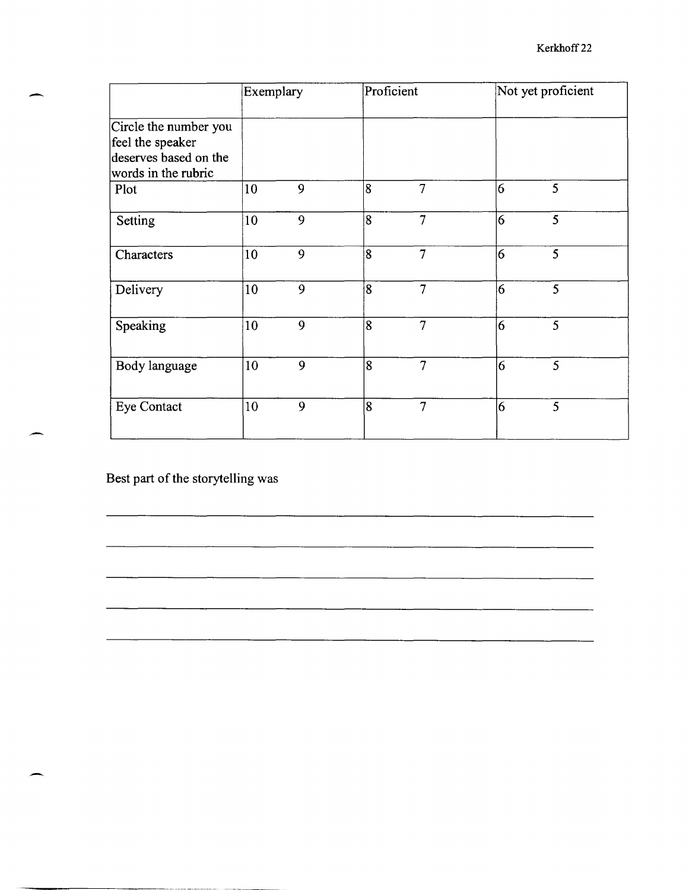| | Exemplary | | Proficient | | Not yet proficient | |
|---|---|---|---|---|---|---|
| Circle the number you feel the speaker deserves based on the words in the rubric | | | | | | |
| Plot | 10 | 9 | 8 | 7 | 6 | 5 |
| Setting | 10 | 9 | 8 | 7 | 6 | 5 |
| Characters | 10 | 9 | 8 | 7 | 6 | 5 |
| Delivery | 10 | 9 | 8 | 7 | 6 | 5 |
| Speaking | 10 | 9 | 8 | 7 | 6 | 5 |
| Body language | 10 | 9 | 8 | 7 | 6 | 5 |
| Eye Contact | 10 | 9 | 8 | 7 | 6 | 5 |

Best part of the storytelling was

______________________________________________________________

______________________________________________________________

______________________________________________________________

______________________________________________________________

______________________________________________________________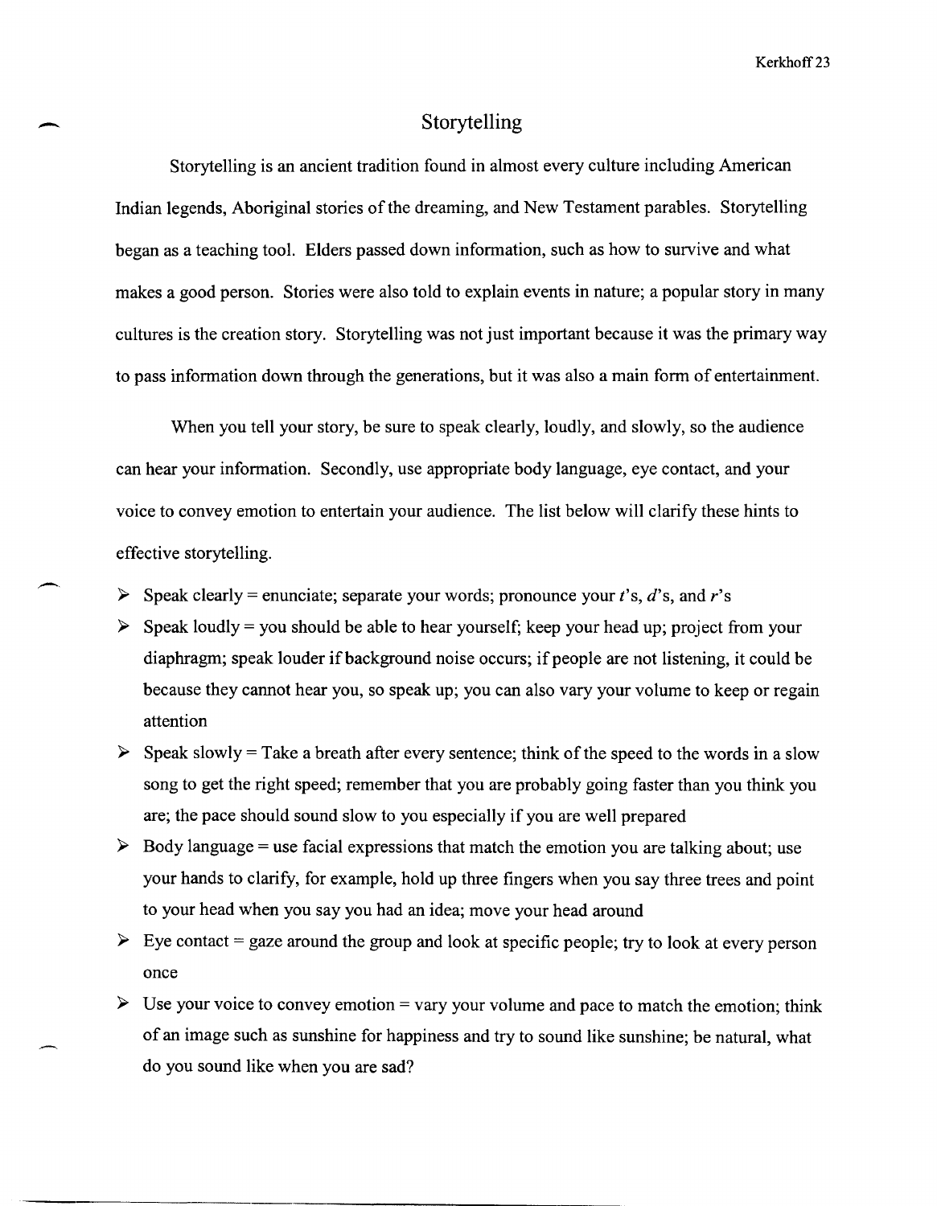# Storytelling

Storytelling is an ancient tradition found in almost every culture including American Indian legends, Aboriginal stories of the dreaming, and New Testament parables. Storytelling began as a teaching tool. Elders passed down information, such as how to survive and what makes a good person. Stories were also told to explain events in nature; a popular story in many cultures is the creation story. Storytelling was not just important because it was the primary way to pass information down through the generations, but it was also a main form of entertainment.

When you tell your story, be sure to speak clearly, loudly, and slowly, so the audience can hear your information. Secondly, use appropriate body language, eye contact, and your voice to convey emotion to entertain your audience. The list below will clarify these hints to effective storytelling.

- Speak clearly = enunciate; separate your words; pronounce your *t*'s, *d*'s, and *r*'s
- Speak loudly = you should be able to hear yourself; keep your head up; project from your diaphragm; speak louder if background noise occurs; if people are not listening, it could be because they cannot hear you, so speak up; you can also vary your volume to keep or regain attention
- Speak slowly = Take a breath after every sentence; think of the speed to the words in a slow song to get the right speed; remember that you are probably going faster than you think you are; the pace should sound slow to you especially if you are well prepared
- Body language = use facial expressions that match the emotion you are talking about; use your hands to clarify, for example, hold up three fingers when you say three trees and point to your head when you say you had an idea; move your head around
- Eye contact = gaze around the group and look at specific people; try to look at every person once
- Use your voice to convey emotion = vary your volume and pace to match the emotion; think of an image such as sunshine for happiness and try to sound like sunshine; be natural, what do you sound like when you are sad?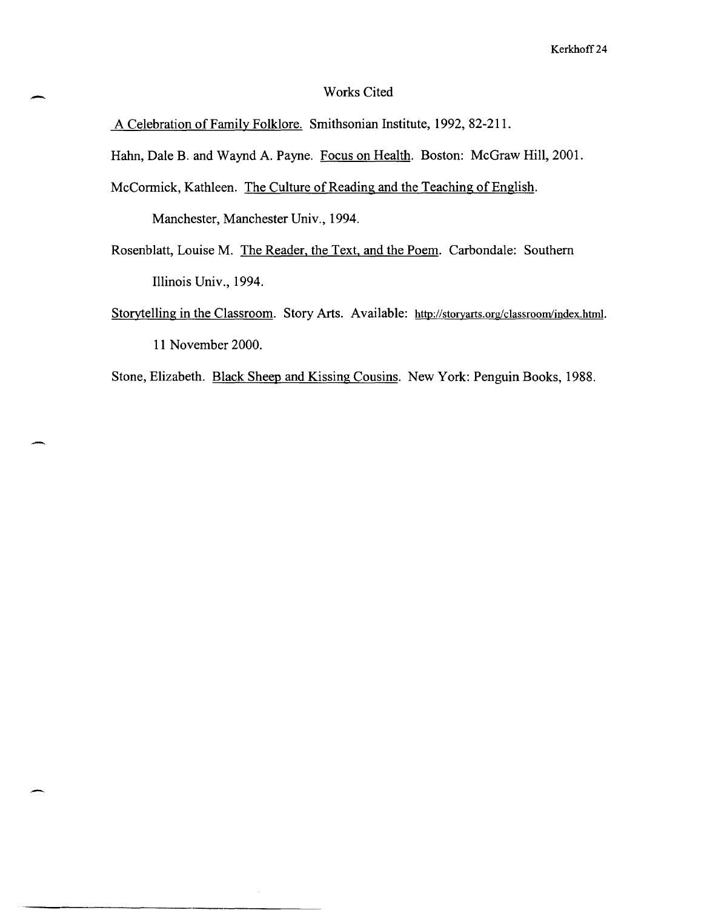# Works Cited

A Celebration of Family Folklore. Smithsonian Institute, 1992, 82-211.

Hahn, Dale B. and Waynd A. Payne. Focus on Health. Boston: McGraw Hill, 2001.

McCormick, Kathleen. The Culture of Reading and the Teaching of English. Manchester, Manchester Univ., 1994.

Rosenblatt, Louise M. The Reader, the Text, and the Poem. Carbondale: Southern Illinois Univ., 1994.

Storytelling in the Classroom. Story Arts. Available: http://storyarts.org/classroom/index.html. 11 November 2000.

Stone, Elizabeth. Black Sheep and Kissing Cousins. New York: Penguin Books, 1988.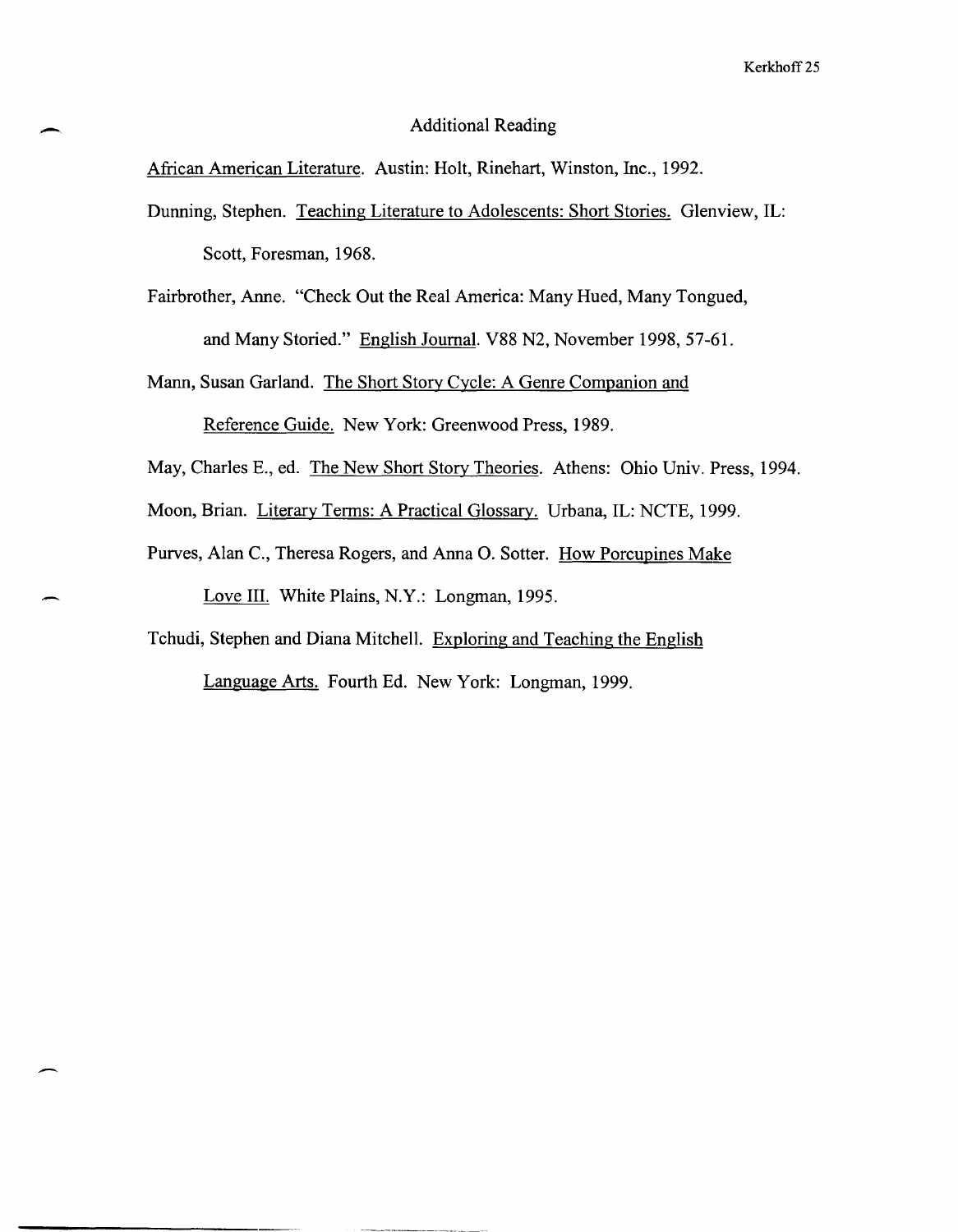## Additional Reading

African American Literature. Austin: Holt, Rinehart, Winston, Inc., 1992.

Dunning, Stephen. Teaching Literature to Adolescents: Short Stories. Glenview, IL: Scott, Foresman, 1968.

Fairbrother, Anne. "Check Out the Real America: Many Hued, Many Tongued, and Many Storied." English Journal. V88 N2, November 1998, 57-61.

Mann, Susan Garland. The Short Story Cycle: A Genre Companion and Reference Guide. New York: Greenwood Press, 1989.

May, Charles E., ed. The New Short Story Theories. Athens: Ohio Univ. Press, 1994.

Moon, Brian. Literary Terms: A Practical Glossary. Urbana, IL: NCTE, 1999.

Purves, Alan C., Theresa Rogers, and Anna O. Sotter. How Porcupines Make Love III. White Plains, N.Y.: Longman, 1995.

Tchudi, Stephen and Diana Mitchell. Exploring and Teaching the English Language Arts. Fourth Ed. New York: Longman, 1999.